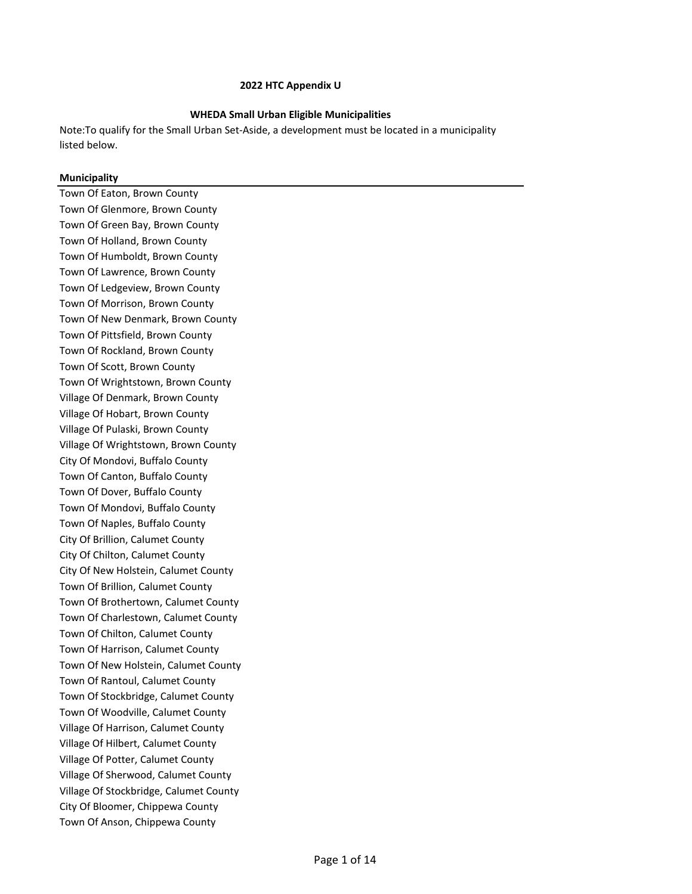# 2022 HTC Appendix U

## WHEDA Small Urban Eligible Municipalities

Note:To qualify for the Small Urban Set-Aside, a development must be located in a municipality listed below.

| Municipality |
|---|
| Town Of Eaton, Brown County |
| Town Of Glenmore, Brown County |
| Town Of Green Bay, Brown County |
| Town Of Holland, Brown County |
| Town Of Humboldt, Brown County |
| Town Of Lawrence, Brown County |
| Town Of Ledgeview, Brown County |
| Town Of Morrison, Brown County |
| Town Of New Denmark, Brown County |
| Town Of Pittsfield, Brown County |
| Town Of Rockland, Brown County |
| Town Of Scott, Brown County |
| Town Of Wrightstown, Brown County |
| Village Of Denmark, Brown County |
| Village Of Hobart, Brown County |
| Village Of Pulaski, Brown County |
| Village Of Wrightstown, Brown County |
| City Of Mondovi, Buffalo County |
| Town Of Canton, Buffalo County |
| Town Of Dover, Buffalo County |
| Town Of Mondovi, Buffalo County |
| Town Of Naples, Buffalo County |
| City Of Brillion, Calumet County |
| City Of Chilton, Calumet County |
| City Of New Holstein, Calumet County |
| Town Of Brillion, Calumet County |
| Town Of Brothertown, Calumet County |
| Town Of Charlestown, Calumet County |
| Town Of Chilton, Calumet County |
| Town Of Harrison, Calumet County |
| Town Of New Holstein, Calumet County |
| Town Of Rantoul, Calumet County |
| Town Of Stockbridge, Calumet County |
| Town Of Woodville, Calumet County |
| Village Of Harrison, Calumet County |
| Village Of Hilbert, Calumet County |
| Village Of Potter, Calumet County |
| Village Of Sherwood, Calumet County |
| Village Of Stockbridge, Calumet County |
| City Of Bloomer, Chippewa County |
| Town Of Anson, Chippewa County |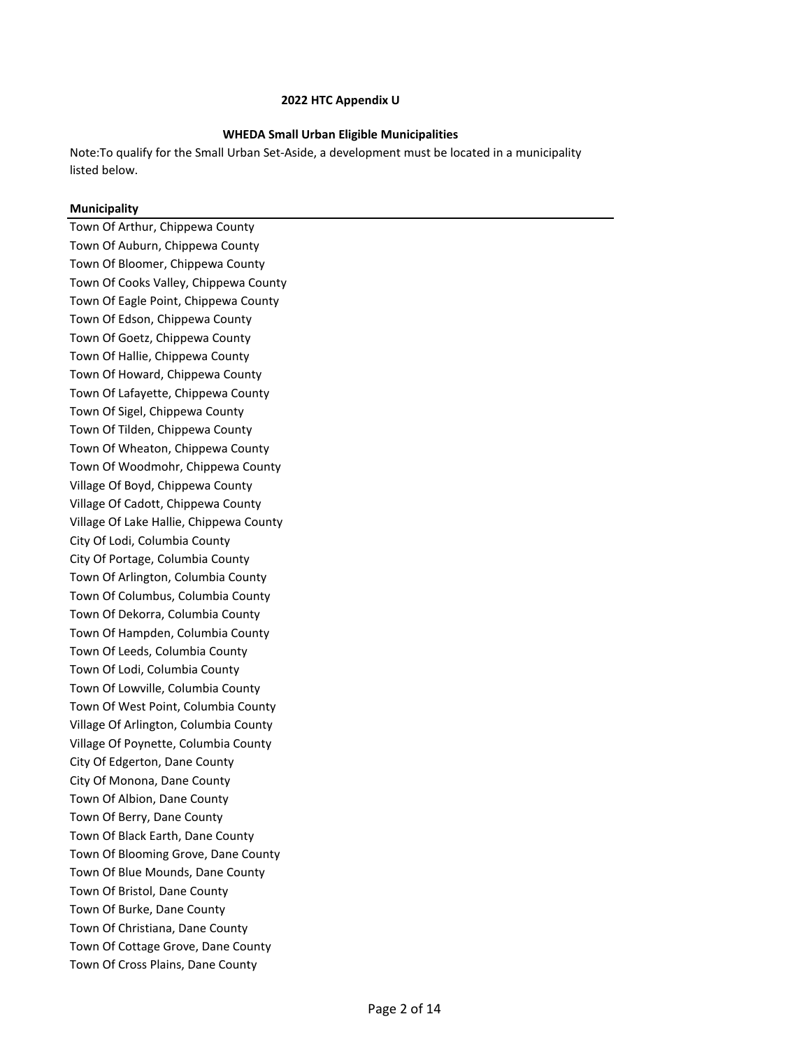**2022 HTC Appendix U**

**WHEDA Small Urban Eligible Municipalities**

Note:To qualify for the Small Urban Set-Aside, a development must be located in a municipality listed below.

| Municipality |
|---|
| Town Of Arthur, Chippewa County |
| Town Of Auburn, Chippewa County |
| Town Of Bloomer, Chippewa County |
| Town Of Cooks Valley, Chippewa County |
| Town Of Eagle Point, Chippewa County |
| Town Of Edson, Chippewa County |
| Town Of Goetz, Chippewa County |
| Town Of Hallie, Chippewa County |
| Town Of Howard, Chippewa County |
| Town Of Lafayette, Chippewa County |
| Town Of Sigel, Chippewa County |
| Town Of Tilden, Chippewa County |
| Town Of Wheaton, Chippewa County |
| Town Of Woodmohr, Chippewa County |
| Village Of Boyd, Chippewa County |
| Village Of Cadott, Chippewa County |
| Village Of Lake Hallie, Chippewa County |
| City Of Lodi, Columbia County |
| City Of Portage, Columbia County |
| Town Of Arlington, Columbia County |
| Town Of Columbus, Columbia County |
| Town Of Dekorra, Columbia County |
| Town Of Hampden, Columbia County |
| Town Of Leeds, Columbia County |
| Town Of Lodi, Columbia County |
| Town Of Lowville, Columbia County |
| Town Of West Point, Columbia County |
| Village Of Arlington, Columbia County |
| Village Of Poynette, Columbia County |
| City Of Edgerton, Dane County |
| City Of Monona, Dane County |
| Town Of Albion, Dane County |
| Town Of Berry, Dane County |
| Town Of Black Earth, Dane County |
| Town Of Blooming Grove, Dane County |
| Town Of Blue Mounds, Dane County |
| Town Of Bristol, Dane County |
| Town Of Burke, Dane County |
| Town Of Christiana, Dane County |
| Town Of Cottage Grove, Dane County |
| Town Of Cross Plains, Dane County |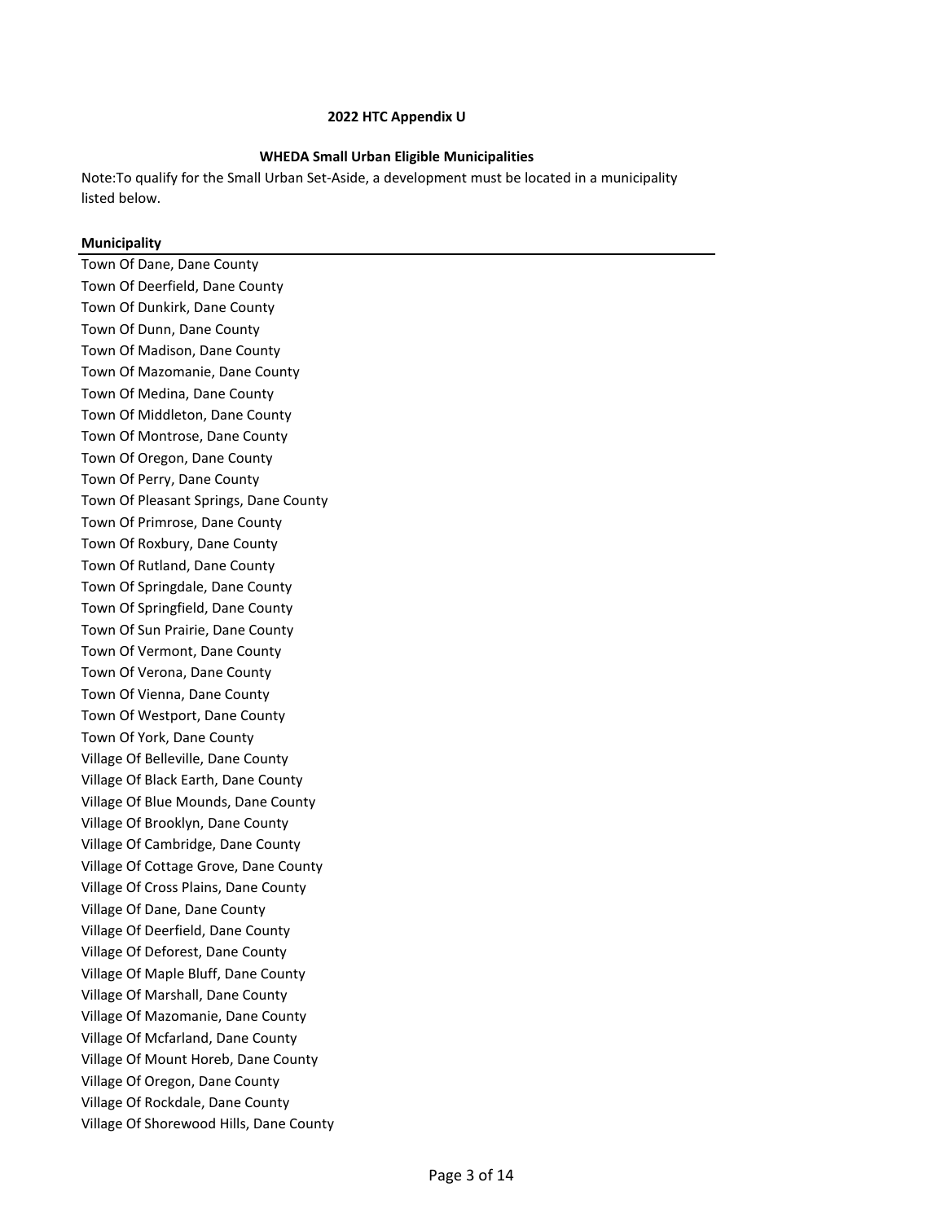**2022 HTC Appendix U**

**WHEDA Small Urban Eligible Municipalities**

Note:To qualify for the Small Urban Set-Aside, a development must be located in a municipality listed below.

| **Municipality** |
| --- |
| Town Of Dane, Dane County |
| Town Of Deerfield, Dane County |
| Town Of Dunkirk, Dane County |
| Town Of Dunn, Dane County |
| Town Of Madison, Dane County |
| Town Of Mazomanie, Dane County |
| Town Of Medina, Dane County |
| Town Of Middleton, Dane County |
| Town Of Montrose, Dane County |
| Town Of Oregon, Dane County |
| Town Of Perry, Dane County |
| Town Of Pleasant Springs, Dane County |
| Town Of Primrose, Dane County |
| Town Of Roxbury, Dane County |
| Town Of Rutland, Dane County |
| Town Of Springdale, Dane County |
| Town Of Springfield, Dane County |
| Town Of Sun Prairie, Dane County |
| Town Of Vermont, Dane County |
| Town Of Verona, Dane County |
| Town Of Vienna, Dane County |
| Town Of Westport, Dane County |
| Town Of York, Dane County |
| Village Of Belleville, Dane County |
| Village Of Black Earth, Dane County |
| Village Of Blue Mounds, Dane County |
| Village Of Brooklyn, Dane County |
| Village Of Cambridge, Dane County |
| Village Of Cottage Grove, Dane County |
| Village Of Cross Plains, Dane County |
| Village Of Dane, Dane County |
| Village Of Deerfield, Dane County |
| Village Of Deforest, Dane County |
| Village Of Maple Bluff, Dane County |
| Village Of Marshall, Dane County |
| Village Of Mazomanie, Dane County |
| Village Of Mcfarland, Dane County |
| Village Of Mount Horeb, Dane County |
| Village Of Oregon, Dane County |
| Village Of Rockdale, Dane County |
| Village Of Shorewood Hills, Dane County |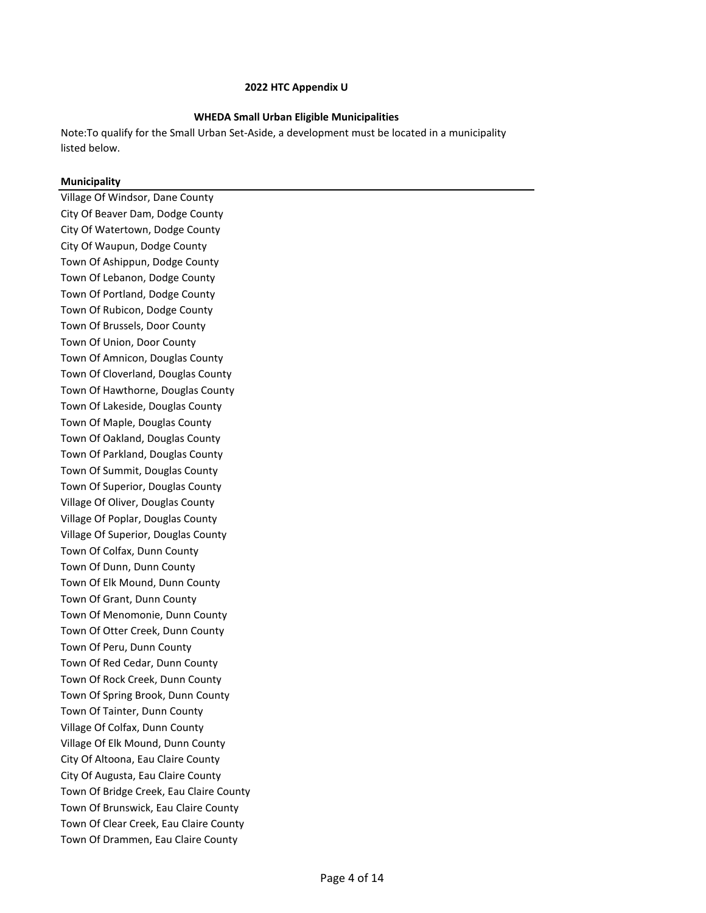**2022 HTC Appendix U**

**WHEDA Small Urban Eligible Municipalities**

Note:To qualify for the Small Urban Set-Aside, a development must be located in a municipality listed below.

| Municipality |
| --- |
| Village Of Windsor, Dane County |
| City Of Beaver Dam, Dodge County |
| City Of Watertown, Dodge County |
| City Of Waupun, Dodge County |
| Town Of Ashippun, Dodge County |
| Town Of Lebanon, Dodge County |
| Town Of Portland, Dodge County |
| Town Of Rubicon, Dodge County |
| Town Of Brussels, Door County |
| Town Of Union, Door County |
| Town Of Amnicon, Douglas County |
| Town Of Cloverland, Douglas County |
| Town Of Hawthorne, Douglas County |
| Town Of Lakeside, Douglas County |
| Town Of Maple, Douglas County |
| Town Of Oakland, Douglas County |
| Town Of Parkland, Douglas County |
| Town Of Summit, Douglas County |
| Town Of Superior, Douglas County |
| Village Of Oliver, Douglas County |
| Village Of Poplar, Douglas County |
| Village Of Superior, Douglas County |
| Town Of Colfax, Dunn County |
| Town Of Dunn, Dunn County |
| Town Of Elk Mound, Dunn County |
| Town Of Grant, Dunn County |
| Town Of Menomonie, Dunn County |
| Town Of Otter Creek, Dunn County |
| Town Of Peru, Dunn County |
| Town Of Red Cedar, Dunn County |
| Town Of Rock Creek, Dunn County |
| Town Of Spring Brook, Dunn County |
| Town Of Tainter, Dunn County |
| Village Of Colfax, Dunn County |
| Village Of Elk Mound, Dunn County |
| City Of Altoona, Eau Claire County |
| City Of Augusta, Eau Claire County |
| Town Of Bridge Creek, Eau Claire County |
| Town Of Brunswick, Eau Claire County |
| Town Of Clear Creek, Eau Claire County |
| Town Of Drammen, Eau Claire County |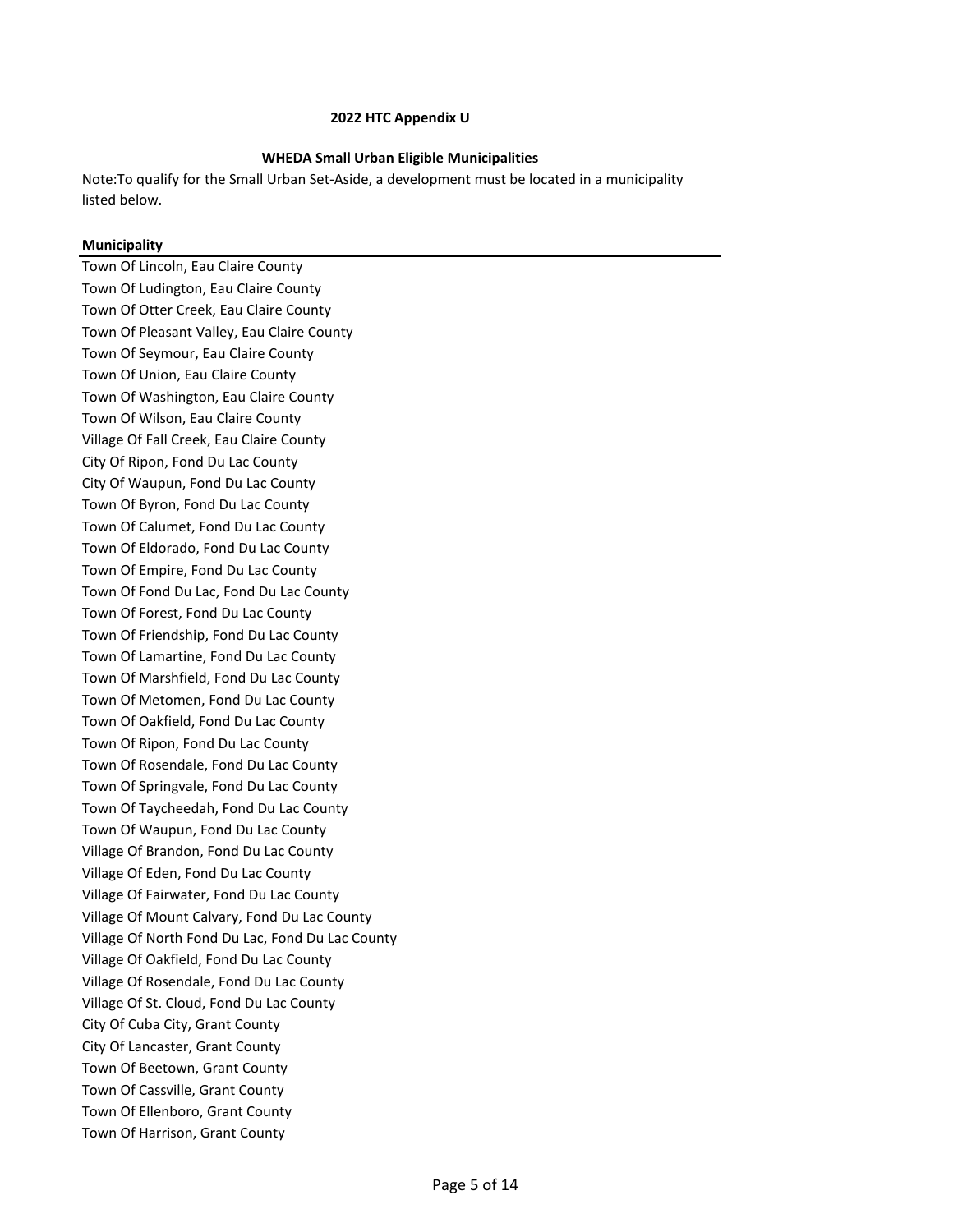**2022 HTC Appendix U**

**WHEDA Small Urban Eligible Municipalities**

Note:To qualify for the Small Urban Set-Aside, a development must be located in a municipality listed below.

| Municipality |
|---|
| Town Of Lincoln, Eau Claire County |
| Town Of Ludington, Eau Claire County |
| Town Of Otter Creek, Eau Claire County |
| Town Of Pleasant Valley, Eau Claire County |
| Town Of Seymour, Eau Claire County |
| Town Of Union, Eau Claire County |
| Town Of Washington, Eau Claire County |
| Town Of Wilson, Eau Claire County |
| Village Of Fall Creek, Eau Claire County |
| City Of Ripon, Fond Du Lac County |
| City Of Waupun, Fond Du Lac County |
| Town Of Byron, Fond Du Lac County |
| Town Of Calumet, Fond Du Lac County |
| Town Of Eldorado, Fond Du Lac County |
| Town Of Empire, Fond Du Lac County |
| Town Of Fond Du Lac, Fond Du Lac County |
| Town Of Forest, Fond Du Lac County |
| Town Of Friendship, Fond Du Lac County |
| Town Of Lamartine, Fond Du Lac County |
| Town Of Marshfield, Fond Du Lac County |
| Town Of Metomen, Fond Du Lac County |
| Town Of Oakfield, Fond Du Lac County |
| Town Of Ripon, Fond Du Lac County |
| Town Of Rosendale, Fond Du Lac County |
| Town Of Springvale, Fond Du Lac County |
| Town Of Taycheedah, Fond Du Lac County |
| Town Of Waupun, Fond Du Lac County |
| Village Of Brandon, Fond Du Lac County |
| Village Of Eden, Fond Du Lac County |
| Village Of Fairwater, Fond Du Lac County |
| Village Of Mount Calvary, Fond Du Lac County |
| Village Of North Fond Du Lac, Fond Du Lac County |
| Village Of Oakfield, Fond Du Lac County |
| Village Of Rosendale, Fond Du Lac County |
| Village Of St. Cloud, Fond Du Lac County |
| City Of Cuba City, Grant County |
| City Of Lancaster, Grant County |
| Town Of Beetown, Grant County |
| Town Of Cassville, Grant County |
| Town Of Ellenboro, Grant County |
| Town Of Harrison, Grant County |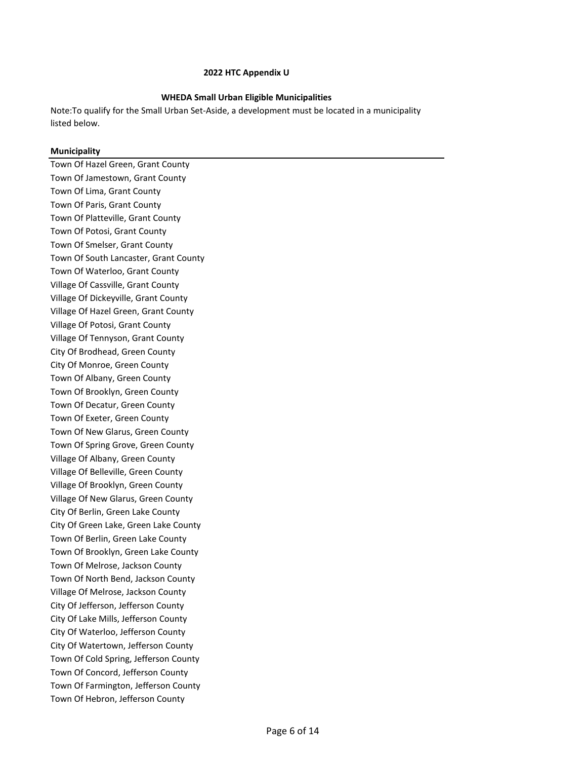**2022 HTC Appendix U**

**WHEDA Small Urban Eligible Municipalities**

Note:To qualify for the Small Urban Set-Aside, a development must be located in a municipality listed below.

| Municipality |
| --- |
| Town Of Hazel Green, Grant County |
| Town Of Jamestown, Grant County |
| Town Of Lima, Grant County |
| Town Of Paris, Grant County |
| Town Of Platteville, Grant County |
| Town Of Potosi, Grant County |
| Town Of Smelser, Grant County |
| Town Of South Lancaster, Grant County |
| Town Of Waterloo, Grant County |
| Village Of Cassville, Grant County |
| Village Of Dickeyville, Grant County |
| Village Of Hazel Green, Grant County |
| Village Of Potosi, Grant County |
| Village Of Tennyson, Grant County |
| City Of Brodhead, Green County |
| City Of Monroe, Green County |
| Town Of Albany, Green County |
| Town Of Brooklyn, Green County |
| Town Of Decatur, Green County |
| Town Of Exeter, Green County |
| Town Of New Glarus, Green County |
| Town Of Spring Grove, Green County |
| Village Of Albany, Green County |
| Village Of Belleville, Green County |
| Village Of Brooklyn, Green County |
| Village Of New Glarus, Green County |
| City Of Berlin, Green Lake County |
| City Of Green Lake, Green Lake County |
| Town Of Berlin, Green Lake County |
| Town Of Brooklyn, Green Lake County |
| Town Of Melrose, Jackson County |
| Town Of North Bend, Jackson County |
| Village Of Melrose, Jackson County |
| City Of Jefferson, Jefferson County |
| City Of Lake Mills, Jefferson County |
| City Of Waterloo, Jefferson County |
| City Of Watertown, Jefferson County |
| Town Of Cold Spring, Jefferson County |
| Town Of Concord, Jefferson County |
| Town Of Farmington, Jefferson County |
| Town Of Hebron, Jefferson County |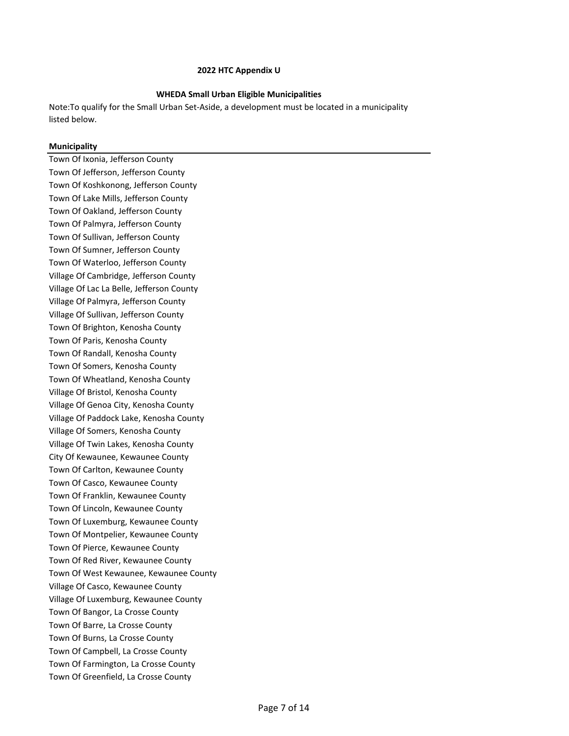**2022 HTC Appendix U**

**WHEDA Small Urban Eligible Municipalities**

Note:To qualify for the Small Urban Set-Aside, a development must be located in a municipality listed below.

| Municipality |
| --- |
| Town Of Ixonia, Jefferson County |
| Town Of Jefferson, Jefferson County |
| Town Of Koshkonong, Jefferson County |
| Town Of Lake Mills, Jefferson County |
| Town Of Oakland, Jefferson County |
| Town Of Palmyra, Jefferson County |
| Town Of Sullivan, Jefferson County |
| Town Of Sumner, Jefferson County |
| Town Of Waterloo, Jefferson County |
| Village Of Cambridge, Jefferson County |
| Village Of Lac La Belle, Jefferson County |
| Village Of Palmyra, Jefferson County |
| Village Of Sullivan, Jefferson County |
| Town Of Brighton, Kenosha County |
| Town Of Paris, Kenosha County |
| Town Of Randall, Kenosha County |
| Town Of Somers, Kenosha County |
| Town Of Wheatland, Kenosha County |
| Village Of Bristol, Kenosha County |
| Village Of Genoa City, Kenosha County |
| Village Of Paddock Lake, Kenosha County |
| Village Of Somers, Kenosha County |
| Village Of Twin Lakes, Kenosha County |
| City Of Kewaunee, Kewaunee County |
| Town Of Carlton, Kewaunee County |
| Town Of Casco, Kewaunee County |
| Town Of Franklin, Kewaunee County |
| Town Of Lincoln, Kewaunee County |
| Town Of Luxemburg, Kewaunee County |
| Town Of Montpelier, Kewaunee County |
| Town Of Pierce, Kewaunee County |
| Town Of Red River, Kewaunee County |
| Town Of West Kewaunee, Kewaunee County |
| Village Of Casco, Kewaunee County |
| Village Of Luxemburg, Kewaunee County |
| Town Of Bangor, La Crosse County |
| Town Of Barre, La Crosse County |
| Town Of Burns, La Crosse County |
| Town Of Campbell, La Crosse County |
| Town Of Farmington, La Crosse County |
| Town Of Greenfield, La Crosse County |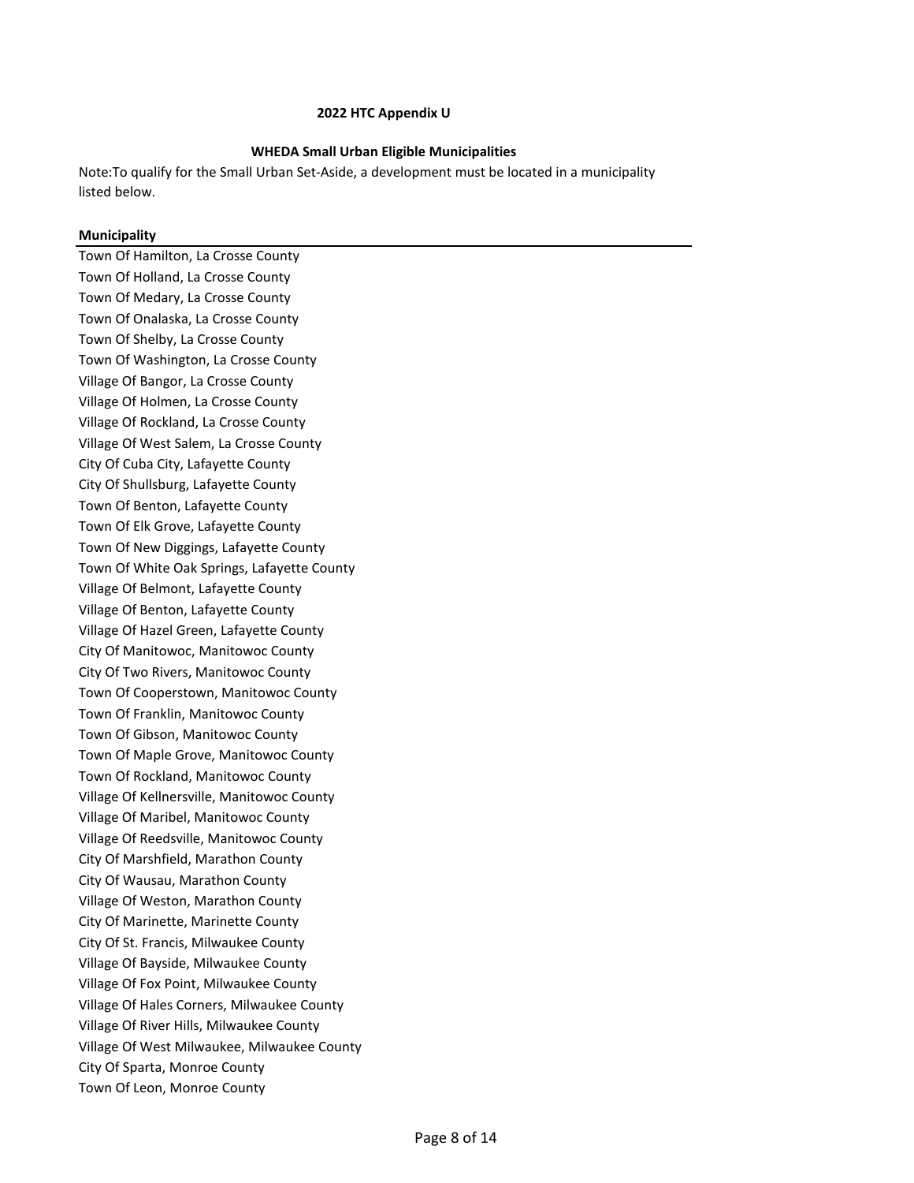**2022 HTC Appendix U**

**WHEDA Small Urban Eligible Municipalities**

Note:To qualify for the Small Urban Set-Aside, a development must be located in a municipality listed below.

| Municipality |
|---|
| Town Of Hamilton, La Crosse County |
| Town Of Holland, La Crosse County |
| Town Of Medary, La Crosse County |
| Town Of Onalaska, La Crosse County |
| Town Of Shelby, La Crosse County |
| Town Of Washington, La Crosse County |
| Village Of Bangor, La Crosse County |
| Village Of Holmen, La Crosse County |
| Village Of Rockland, La Crosse County |
| Village Of West Salem, La Crosse County |
| City Of Cuba City, Lafayette County |
| City Of Shullsburg, Lafayette County |
| Town Of Benton, Lafayette County |
| Town Of Elk Grove, Lafayette County |
| Town Of New Diggings, Lafayette County |
| Town Of White Oak Springs, Lafayette County |
| Village Of Belmont, Lafayette County |
| Village Of Benton, Lafayette County |
| Village Of Hazel Green, Lafayette County |
| City Of Manitowoc, Manitowoc County |
| City Of Two Rivers, Manitowoc County |
| Town Of Cooperstown, Manitowoc County |
| Town Of Franklin, Manitowoc County |
| Town Of Gibson, Manitowoc County |
| Town Of Maple Grove, Manitowoc County |
| Town Of Rockland, Manitowoc County |
| Village Of Kellnersville, Manitowoc County |
| Village Of Maribel, Manitowoc County |
| Village Of Reedsville, Manitowoc County |
| City Of Marshfield, Marathon County |
| City Of Wausau, Marathon County |
| Village Of Weston, Marathon County |
| City Of Marinette, Marinette County |
| City Of St. Francis, Milwaukee County |
| Village Of Bayside, Milwaukee County |
| Village Of Fox Point, Milwaukee County |
| Village Of Hales Corners, Milwaukee County |
| Village Of River Hills, Milwaukee County |
| Village Of West Milwaukee, Milwaukee County |
| City Of Sparta, Monroe County |
| Town Of Leon, Monroe County |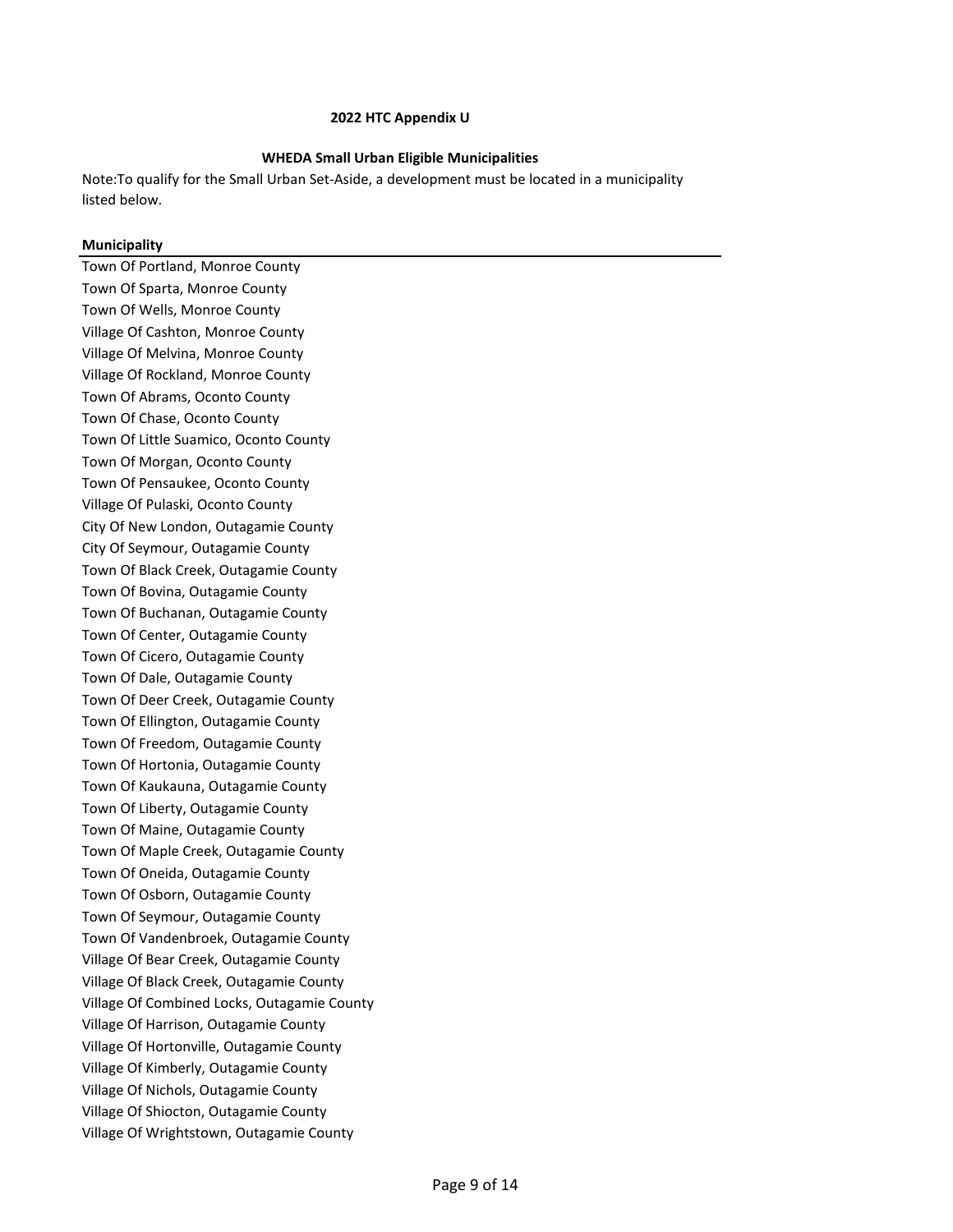**2022 HTC Appendix U**

**WHEDA Small Urban Eligible Municipalities**

Note:To qualify for the Small Urban Set-Aside, a development must be located in a municipality listed below.

| Municipality |
|---|
| Town Of Portland, Monroe County |
| Town Of Sparta, Monroe County |
| Town Of Wells, Monroe County |
| Village Of Cashton, Monroe County |
| Village Of Melvina, Monroe County |
| Village Of Rockland, Monroe County |
| Town Of Abrams, Oconto County |
| Town Of Chase, Oconto County |
| Town Of Little Suamico, Oconto County |
| Town Of Morgan, Oconto County |
| Town Of Pensaukee, Oconto County |
| Village Of Pulaski, Oconto County |
| City Of New London, Outagamie County |
| City Of Seymour, Outagamie County |
| Town Of Black Creek, Outagamie County |
| Town Of Bovina, Outagamie County |
| Town Of Buchanan, Outagamie County |
| Town Of Center, Outagamie County |
| Town Of Cicero, Outagamie County |
| Town Of Dale, Outagamie County |
| Town Of Deer Creek, Outagamie County |
| Town Of Ellington, Outagamie County |
| Town Of Freedom, Outagamie County |
| Town Of Hortonia, Outagamie County |
| Town Of Kaukauna, Outagamie County |
| Town Of Liberty, Outagamie County |
| Town Of Maine, Outagamie County |
| Town Of Maple Creek, Outagamie County |
| Town Of Oneida, Outagamie County |
| Town Of Osborn, Outagamie County |
| Town Of Seymour, Outagamie County |
| Town Of Vandenbroek, Outagamie County |
| Village Of Bear Creek, Outagamie County |
| Village Of Black Creek, Outagamie County |
| Village Of Combined Locks, Outagamie County |
| Village Of Harrison, Outagamie County |
| Village Of Hortonville, Outagamie County |
| Village Of Kimberly, Outagamie County |
| Village Of Nichols, Outagamie County |
| Village Of Shiocton, Outagamie County |
| Village Of Wrightstown, Outagamie County |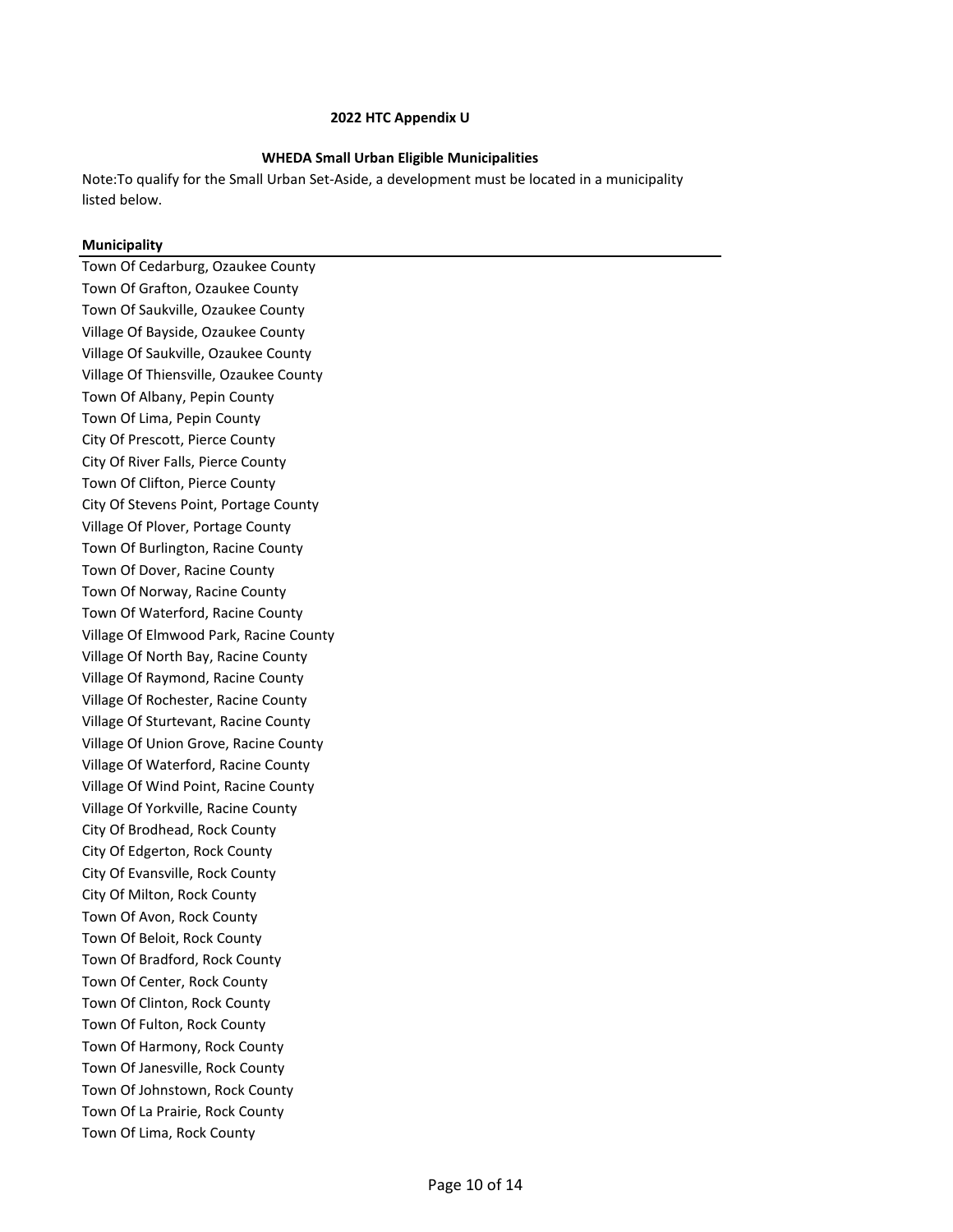**2022 HTC Appendix U**

**WHEDA Small Urban Eligible Municipalities**

Note:To qualify for the Small Urban Set-Aside, a development must be located in a municipality listed below.

| Municipality |
| --- |
| Town Of Cedarburg, Ozaukee County |
| Town Of Grafton, Ozaukee County |
| Town Of Saukville, Ozaukee County |
| Village Of Bayside, Ozaukee County |
| Village Of Saukville, Ozaukee County |
| Village Of Thiensville, Ozaukee County |
| Town Of Albany, Pepin County |
| Town Of Lima, Pepin County |
| City Of Prescott, Pierce County |
| City Of River Falls, Pierce County |
| Town Of Clifton, Pierce County |
| City Of Stevens Point, Portage County |
| Village Of Plover, Portage County |
| Town Of Burlington, Racine County |
| Town Of Dover, Racine County |
| Town Of Norway, Racine County |
| Town Of Waterford, Racine County |
| Village Of Elmwood Park, Racine County |
| Village Of North Bay, Racine County |
| Village Of Raymond, Racine County |
| Village Of Rochester, Racine County |
| Village Of Sturtevant, Racine County |
| Village Of Union Grove, Racine County |
| Village Of Waterford, Racine County |
| Village Of Wind Point, Racine County |
| Village Of Yorkville, Racine County |
| City Of Brodhead, Rock County |
| City Of Edgerton, Rock County |
| City Of Evansville, Rock County |
| City Of Milton, Rock County |
| Town Of Avon, Rock County |
| Town Of Beloit, Rock County |
| Town Of Bradford, Rock County |
| Town Of Center, Rock County |
| Town Of Clinton, Rock County |
| Town Of Fulton, Rock County |
| Town Of Harmony, Rock County |
| Town Of Janesville, Rock County |
| Town Of Johnstown, Rock County |
| Town Of La Prairie, Rock County |
| Town Of Lima, Rock County |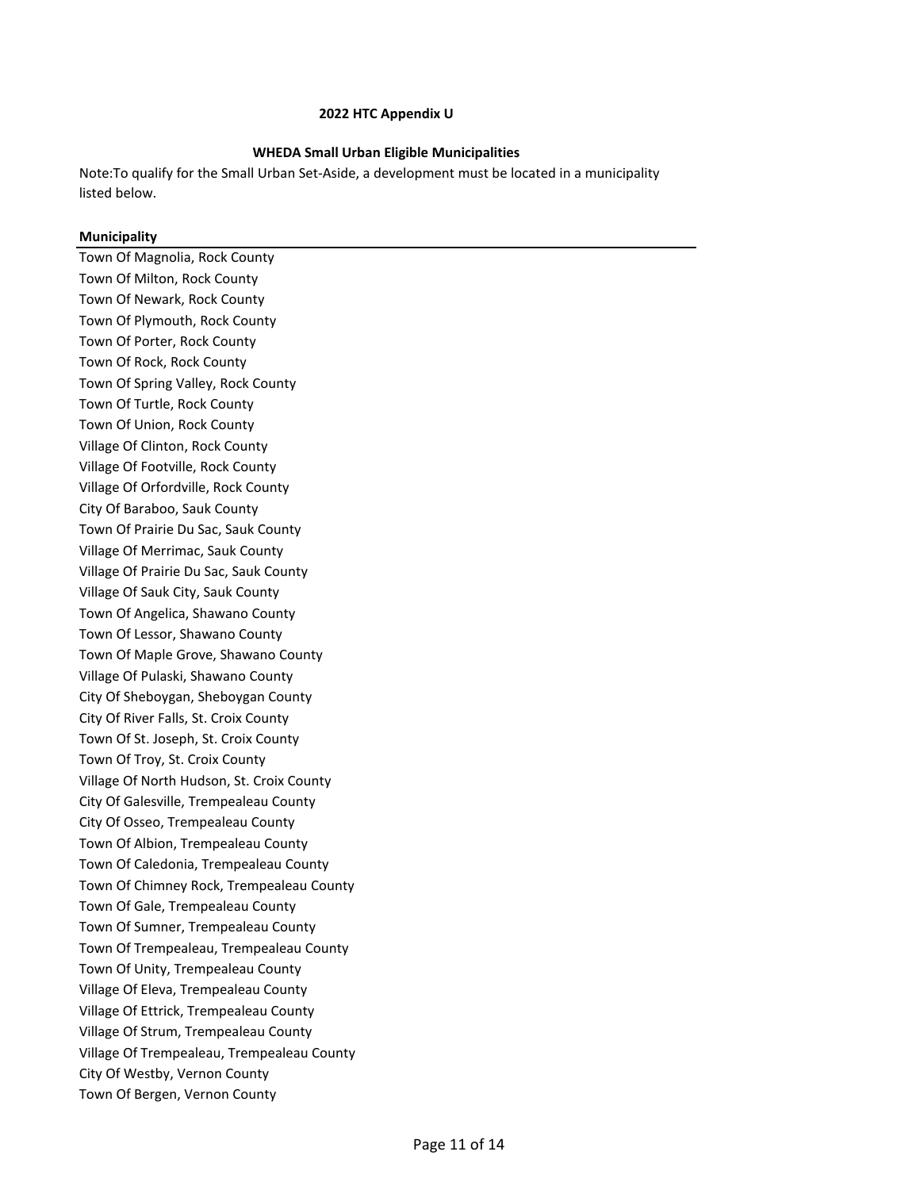**2022 HTC Appendix U**

**WHEDA Small Urban Eligible Municipalities**

Note:To qualify for the Small Urban Set-Aside, a development must be located in a municipality listed below.

| Municipality |
|---|
| Town Of Magnolia, Rock County |
| Town Of Milton, Rock County |
| Town Of Newark, Rock County |
| Town Of Plymouth, Rock County |
| Town Of Porter, Rock County |
| Town Of Rock, Rock County |
| Town Of Spring Valley, Rock County |
| Town Of Turtle, Rock County |
| Town Of Union, Rock County |
| Village Of Clinton, Rock County |
| Village Of Footville, Rock County |
| Village Of Orfordville, Rock County |
| City Of Baraboo, Sauk County |
| Town Of Prairie Du Sac, Sauk County |
| Village Of Merrimac, Sauk County |
| Village Of Prairie Du Sac, Sauk County |
| Village Of Sauk City, Sauk County |
| Town Of Angelica, Shawano County |
| Town Of Lessor, Shawano County |
| Town Of Maple Grove, Shawano County |
| Village Of Pulaski, Shawano County |
| City Of Sheboygan, Sheboygan County |
| City Of River Falls, St. Croix County |
| Town Of St. Joseph, St. Croix County |
| Town Of Troy, St. Croix County |
| Village Of North Hudson, St. Croix County |
| City Of Galesville, Trempealeau County |
| City Of Osseo, Trempealeau County |
| Town Of Albion, Trempealeau County |
| Town Of Caledonia, Trempealeau County |
| Town Of Chimney Rock, Trempealeau County |
| Town Of Gale, Trempealeau County |
| Town Of Sumner, Trempealeau County |
| Town Of Trempealeau, Trempealeau County |
| Town Of Unity, Trempealeau County |
| Village Of Eleva, Trempealeau County |
| Village Of Ettrick, Trempealeau County |
| Village Of Strum, Trempealeau County |
| Village Of Trempealeau, Trempealeau County |
| City Of Westby, Vernon County |
| Town Of Bergen, Vernon County |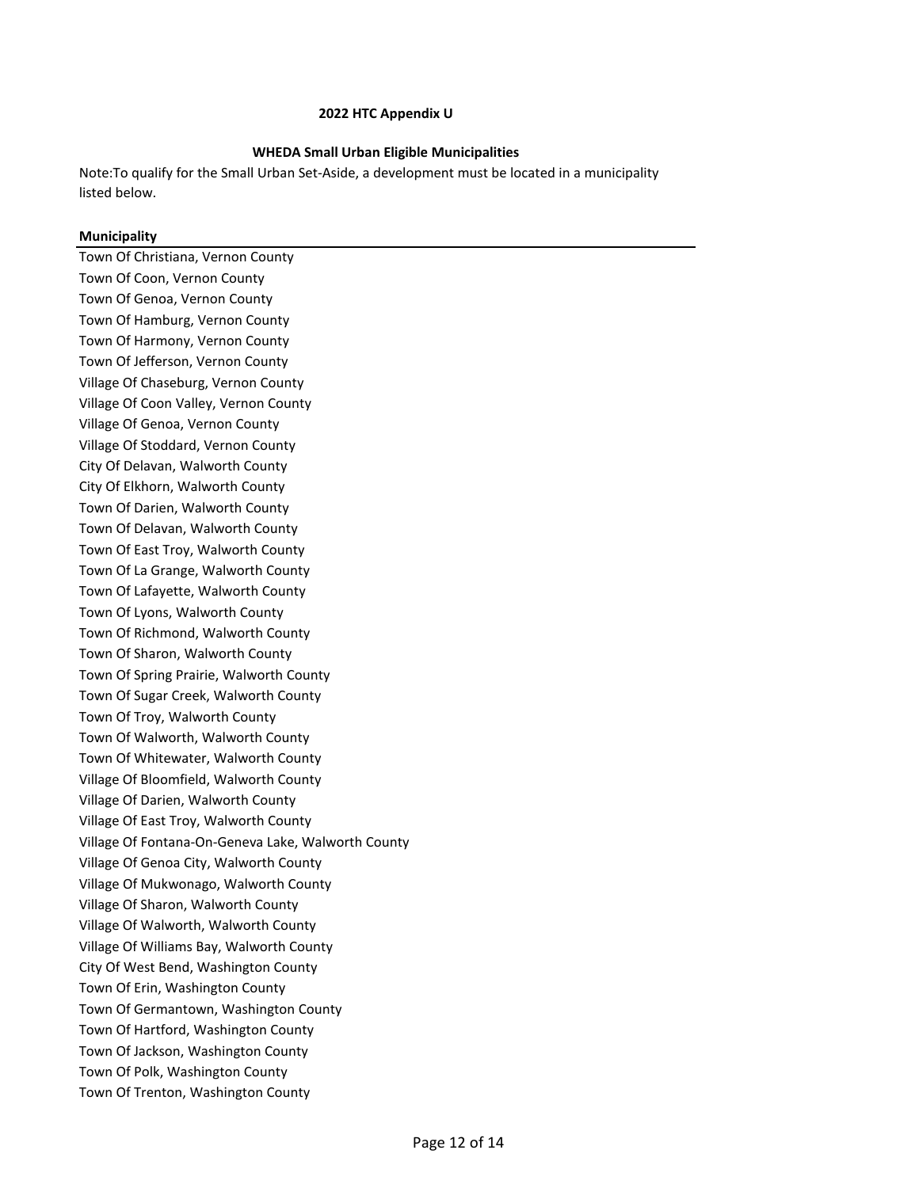**2022 HTC Appendix U**

**WHEDA Small Urban Eligible Municipalities**

Note:To qualify for the Small Urban Set-Aside, a development must be located in a municipality listed below.

| Municipality |
|---|
| Town Of Christiana, Vernon County |
| Town Of Coon, Vernon County |
| Town Of Genoa, Vernon County |
| Town Of Hamburg, Vernon County |
| Town Of Harmony, Vernon County |
| Town Of Jefferson, Vernon County |
| Village Of Chaseburg, Vernon County |
| Village Of Coon Valley, Vernon County |
| Village Of Genoa, Vernon County |
| Village Of Stoddard, Vernon County |
| City Of Delavan, Walworth County |
| City Of Elkhorn, Walworth County |
| Town Of Darien, Walworth County |
| Town Of Delavan, Walworth County |
| Town Of East Troy, Walworth County |
| Town Of La Grange, Walworth County |
| Town Of Lafayette, Walworth County |
| Town Of Lyons, Walworth County |
| Town Of Richmond, Walworth County |
| Town Of Sharon, Walworth County |
| Town Of Spring Prairie, Walworth County |
| Town Of Sugar Creek, Walworth County |
| Town Of Troy, Walworth County |
| Town Of Walworth, Walworth County |
| Town Of Whitewater, Walworth County |
| Village Of Bloomfield, Walworth County |
| Village Of Darien, Walworth County |
| Village Of East Troy, Walworth County |
| Village Of Fontana-On-Geneva Lake, Walworth County |
| Village Of Genoa City, Walworth County |
| Village Of Mukwonago, Walworth County |
| Village Of Sharon, Walworth County |
| Village Of Walworth, Walworth County |
| Village Of Williams Bay, Walworth County |
| City Of West Bend, Washington County |
| Town Of Erin, Washington County |
| Town Of Germantown, Washington County |
| Town Of Hartford, Washington County |
| Town Of Jackson, Washington County |
| Town Of Polk, Washington County |
| Town Of Trenton, Washington County |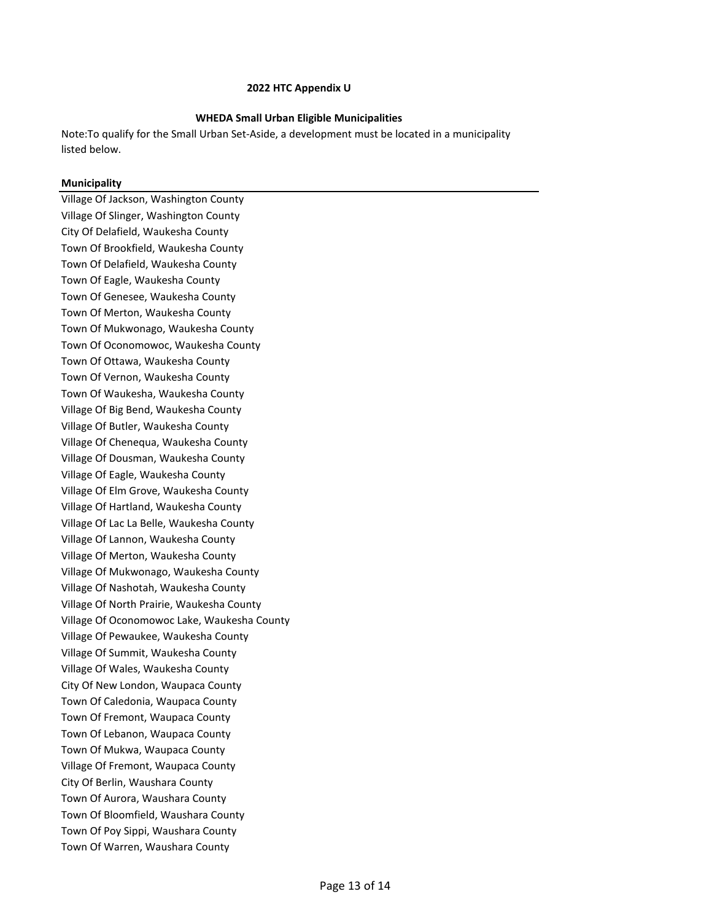**2022 HTC Appendix U**

**WHEDA Small Urban Eligible Municipalities**

Note:To qualify for the Small Urban Set-Aside, a development must be located in a municipality listed below.

| Municipality |
|---|
| Village Of Jackson, Washington County |
| Village Of Slinger, Washington County |
| City Of Delafield, Waukesha County |
| Town Of Brookfield, Waukesha County |
| Town Of Delafield, Waukesha County |
| Town Of Eagle, Waukesha County |
| Town Of Genesee, Waukesha County |
| Town Of Merton, Waukesha County |
| Town Of Mukwonago, Waukesha County |
| Town Of Oconomowoc, Waukesha County |
| Town Of Ottawa, Waukesha County |
| Town Of Vernon, Waukesha County |
| Town Of Waukesha, Waukesha County |
| Village Of Big Bend, Waukesha County |
| Village Of Butler, Waukesha County |
| Village Of Chenequa, Waukesha County |
| Village Of Dousman, Waukesha County |
| Village Of Eagle, Waukesha County |
| Village Of Elm Grove, Waukesha County |
| Village Of Hartland, Waukesha County |
| Village Of Lac La Belle, Waukesha County |
| Village Of Lannon, Waukesha County |
| Village Of Merton, Waukesha County |
| Village Of Mukwonago, Waukesha County |
| Village Of Nashotah, Waukesha County |
| Village Of North Prairie, Waukesha County |
| Village Of Oconomowoc Lake, Waukesha County |
| Village Of Pewaukee, Waukesha County |
| Village Of Summit, Waukesha County |
| Village Of Wales, Waukesha County |
| City Of New London, Waupaca County |
| Town Of Caledonia, Waupaca County |
| Town Of Fremont, Waupaca County |
| Town Of Lebanon, Waupaca County |
| Town Of Mukwa, Waupaca County |
| Village Of Fremont, Waupaca County |
| City Of Berlin, Waushara County |
| Town Of Aurora, Waushara County |
| Town Of Bloomfield, Waushara County |
| Town Of Poy Sippi, Waushara County |
| Town Of Warren, Waushara County |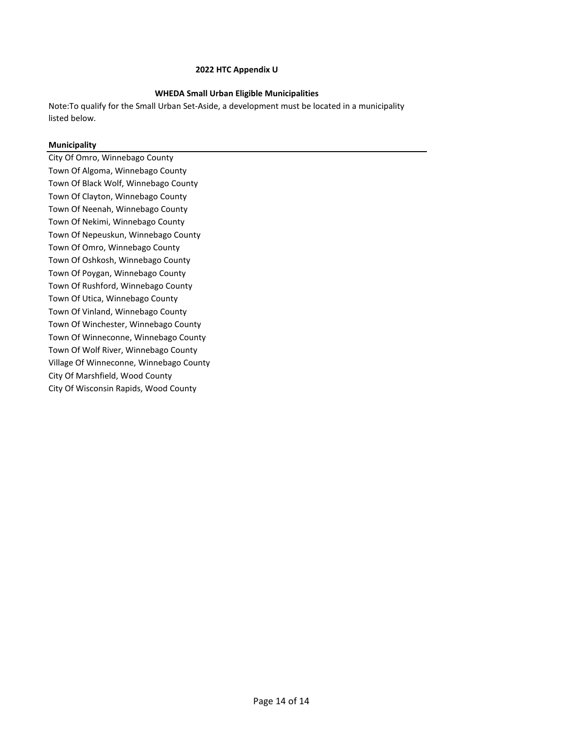**2022 HTC Appendix U**

**WHEDA Small Urban Eligible Municipalities**

Note:To qualify for the Small Urban Set-Aside, a development must be located in a municipality listed below.

| Municipality |
| --- |
| City Of Omro, Winnebago County |
| Town Of Algoma, Winnebago County |
| Town Of Black Wolf, Winnebago County |
| Town Of Clayton, Winnebago County |
| Town Of Neenah, Winnebago County |
| Town Of Nekimi, Winnebago County |
| Town Of Nepeuskun, Winnebago County |
| Town Of Omro, Winnebago County |
| Town Of Oshkosh, Winnebago County |
| Town Of Poygan, Winnebago County |
| Town Of Rushford, Winnebago County |
| Town Of Utica, Winnebago County |
| Town Of Vinland, Winnebago County |
| Town Of Winchester, Winnebago County |
| Town Of Winneconne, Winnebago County |
| Town Of Wolf River, Winnebago County |
| Village Of Winneconne, Winnebago County |
| City Of Marshfield, Wood County |
| City Of Wisconsin Rapids, Wood County |